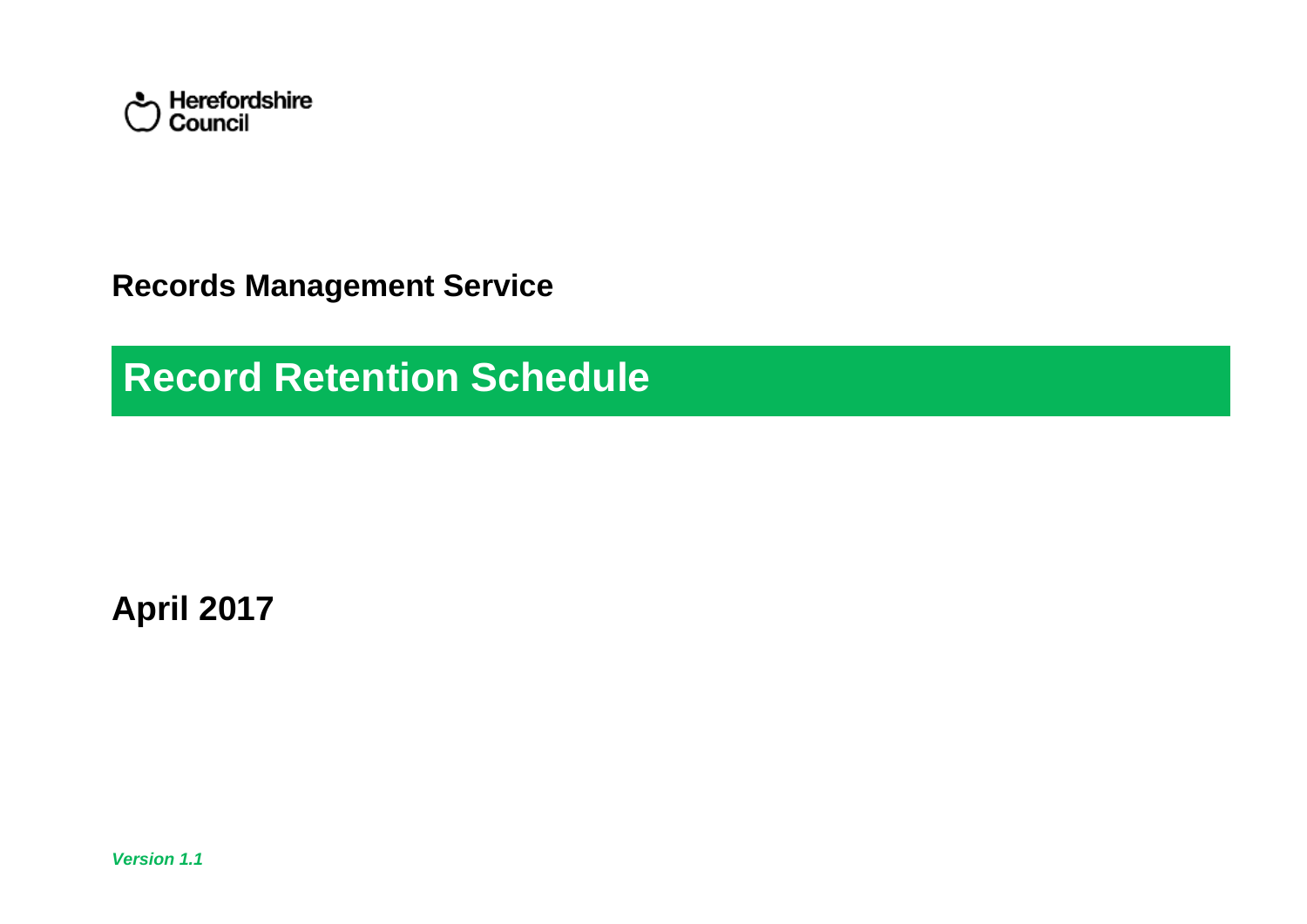Herefordshire Council

**Records Management Service**

# Record Retention Schedule

**April 2017**

***Version 1.1***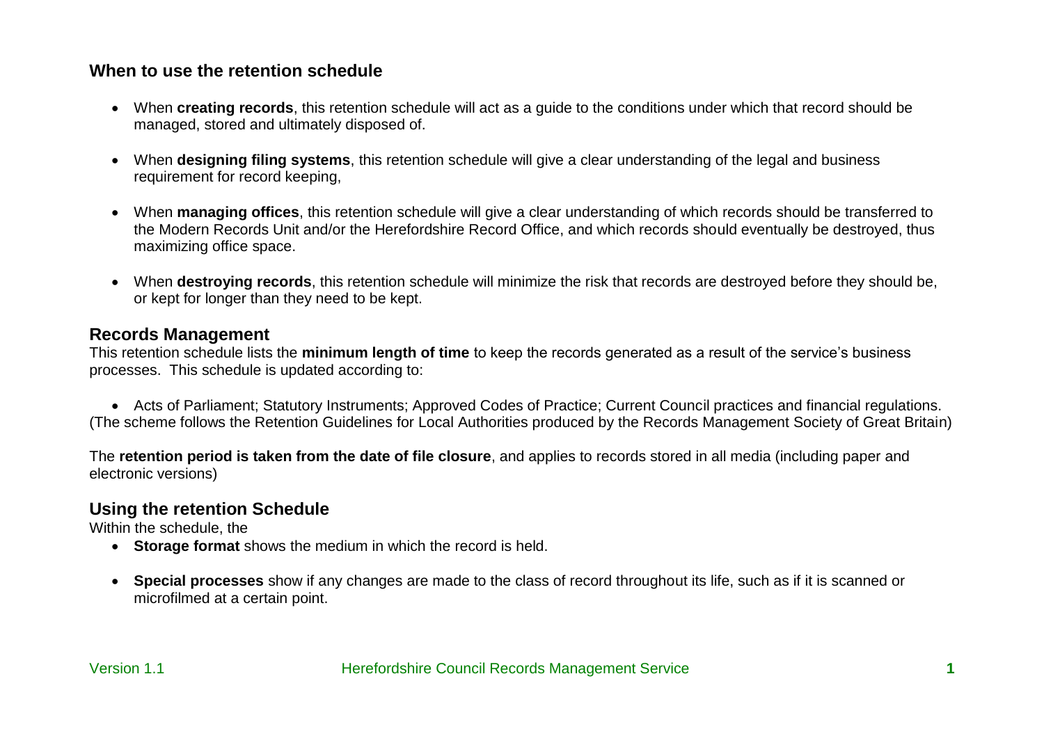## When to use the retention schedule

- When **creating records**, this retention schedule will act as a guide to the conditions under which that record should be managed, stored and ultimately disposed of.
- When **designing filing systems**, this retention schedule will give a clear understanding of the legal and business requirement for record keeping,
- When **managing offices**, this retention schedule will give a clear understanding of which records should be transferred to the Modern Records Unit and/or the Herefordshire Record Office, and which records should eventually be destroyed, thus maximizing office space.
- When **destroying records**, this retention schedule will minimize the risk that records are destroyed before they should be, or kept for longer than they need to be kept.

## Records Management

This retention schedule lists the **minimum length of time** to keep the records generated as a result of the service's business processes. This schedule is updated according to:

- Acts of Parliament; Statutory Instruments; Approved Codes of Practice; Current Council practices and financial regulations.

(The scheme follows the Retention Guidelines for Local Authorities produced by the Records Management Society of Great Britain)

The **retention period is taken from the date of file closure**, and applies to records stored in all media (including paper and electronic versions)

## Using the retention Schedule

Within the schedule, the

- **Storage format** shows the medium in which the record is held.
- **Special processes** show if any changes are made to the class of record throughout its life, such as if it is scanned or microfilmed at a certain point.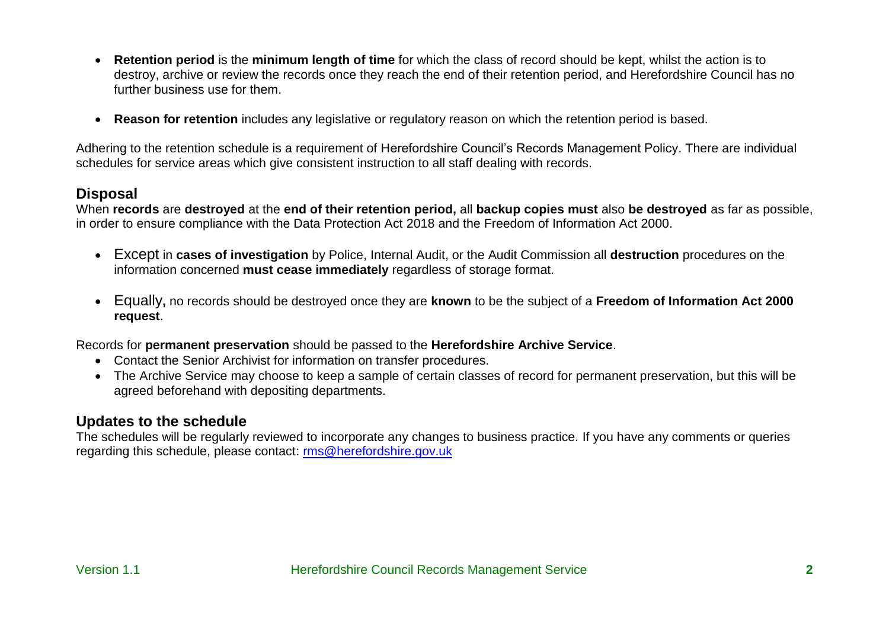- **Retention period** is the **minimum length of time** for which the class of record should be kept, whilst the action is to destroy, archive or review the records once they reach the end of their retention period, and Herefordshire Council has no further business use for them.

- **Reason for retention** includes any legislative or regulatory reason on which the retention period is based.

Adhering to the retention schedule is a requirement of Herefordshire Council's Records Management Policy. There are individual schedules for service areas which give consistent instruction to all staff dealing with records.

## Disposal

When **records** are **destroyed** at the **end of their retention period,** all **backup copies must** also **be destroyed** as far as possible, in order to ensure compliance with the Data Protection Act 2018 and the Freedom of Information Act 2000.

- Except in **cases of investigation** by Police, Internal Audit, or the Audit Commission all **destruction** procedures on the information concerned **must cease immediately** regardless of storage format.

- Equally**,** no records should be destroyed once they are **known** to be the subject of a **Freedom of Information Act 2000 request**.

Records for **permanent preservation** should be passed to the **Herefordshire Archive Service**.

- Contact the Senior Archivist for information on transfer procedures.
- The Archive Service may choose to keep a sample of certain classes of record for permanent preservation, but this will be agreed beforehand with depositing departments.

## Updates to the schedule

The schedules will be regularly reviewed to incorporate any changes to business practice. If you have any comments or queries regarding this schedule, please contact: rms@herefordshire.gov.uk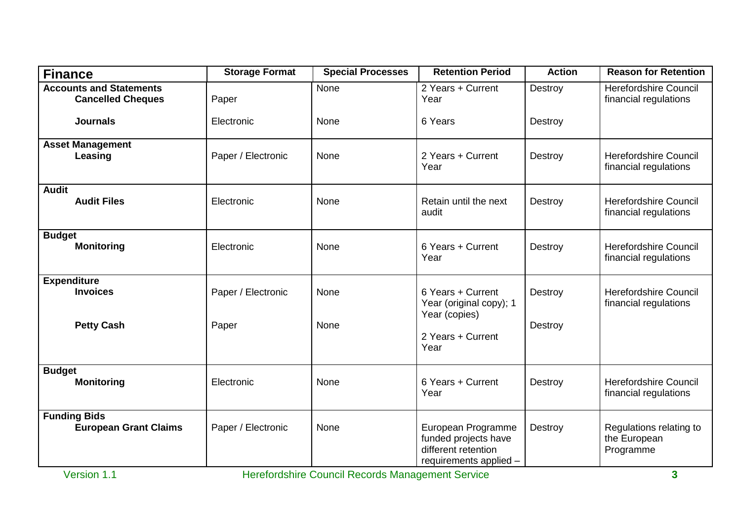| **Finance** | **Storage Format** | **Special Processes** | **Retention Period** | **Action** | **Reason for Retention** |
|---|---|---|---|---|---|
| **Accounts and Statements** | | | | | |
| **Cancelled Cheques** | Paper | None | 2 Years + Current Year | Destroy | Herefordshire Council financial regulations |
| **Journals** | Electronic | None | 6 Years | Destroy | |
| **Asset Management** | | | | | |
| **Leasing** | Paper / Electronic | None | 2 Years + Current Year | Destroy | Herefordshire Council financial regulations |
| **Audit** | | | | | |
| **Audit Files** | Electronic | None | Retain until the next audit | Destroy | Herefordshire Council financial regulations |
| **Budget** | | | | | |
| **Monitoring** | Electronic | None | 6 Years + Current Year | Destroy | Herefordshire Council financial regulations |
| **Expenditure** | | | | | |
| **Invoices** | Paper / Electronic | None | 6 Years + Current Year (original copy); 1 Year (copies) | Destroy | Herefordshire Council financial regulations |
| **Petty Cash** | Paper | None | 2 Years + Current Year | Destroy | |
| **Budget** | | | | | |
| **Monitoring** | Electronic | None | 6 Years + Current Year | Destroy | Herefordshire Council financial regulations |
| **Funding Bids** | | | | | |
| **European Grant Claims** | Paper / Electronic | None | European Programme funded projects have different retention requirements applied – | Destroy | Regulations relating to the European Programme |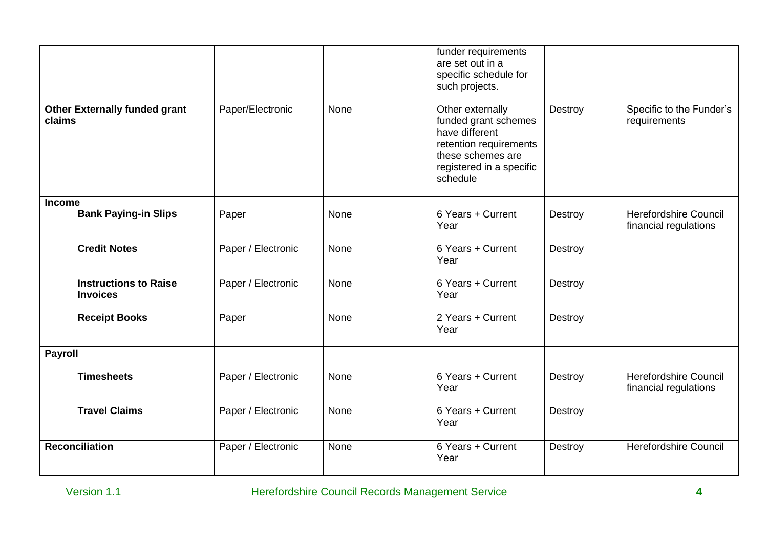| | | | | | |
|---|---|---|---|---|---|
| **Other Externally funded grant claims** | Paper/Electronic | None | funder requirements are set out in a specific schedule for such projects.<br><br>Other externally funded grant schemes have different retention requirements these schemes are registered in a specific schedule | Destroy | Specific to the Funder's requirements |
| **Income** | | | | | |
| **Bank Paying-in Slips** | Paper | None | 6 Years + Current Year | Destroy | Herefordshire Council financial regulations |
| **Credit Notes** | Paper / Electronic | None | 6 Years + Current Year | Destroy | |
| **Instructions to Raise Invoices** | Paper / Electronic | None | 6 Years + Current Year | Destroy | |
| **Receipt Books** | Paper | None | 2 Years + Current Year | Destroy | |
| **Payroll** | | | | | |
| **Timesheets** | Paper / Electronic | None | 6 Years + Current Year | Destroy | Herefordshire Council financial regulations |
| **Travel Claims** | Paper / Electronic | None | 6 Years + Current Year | Destroy | |
| **Reconciliation** | Paper / Electronic | None | 6 Years + Current Year | Destroy | Herefordshire Council |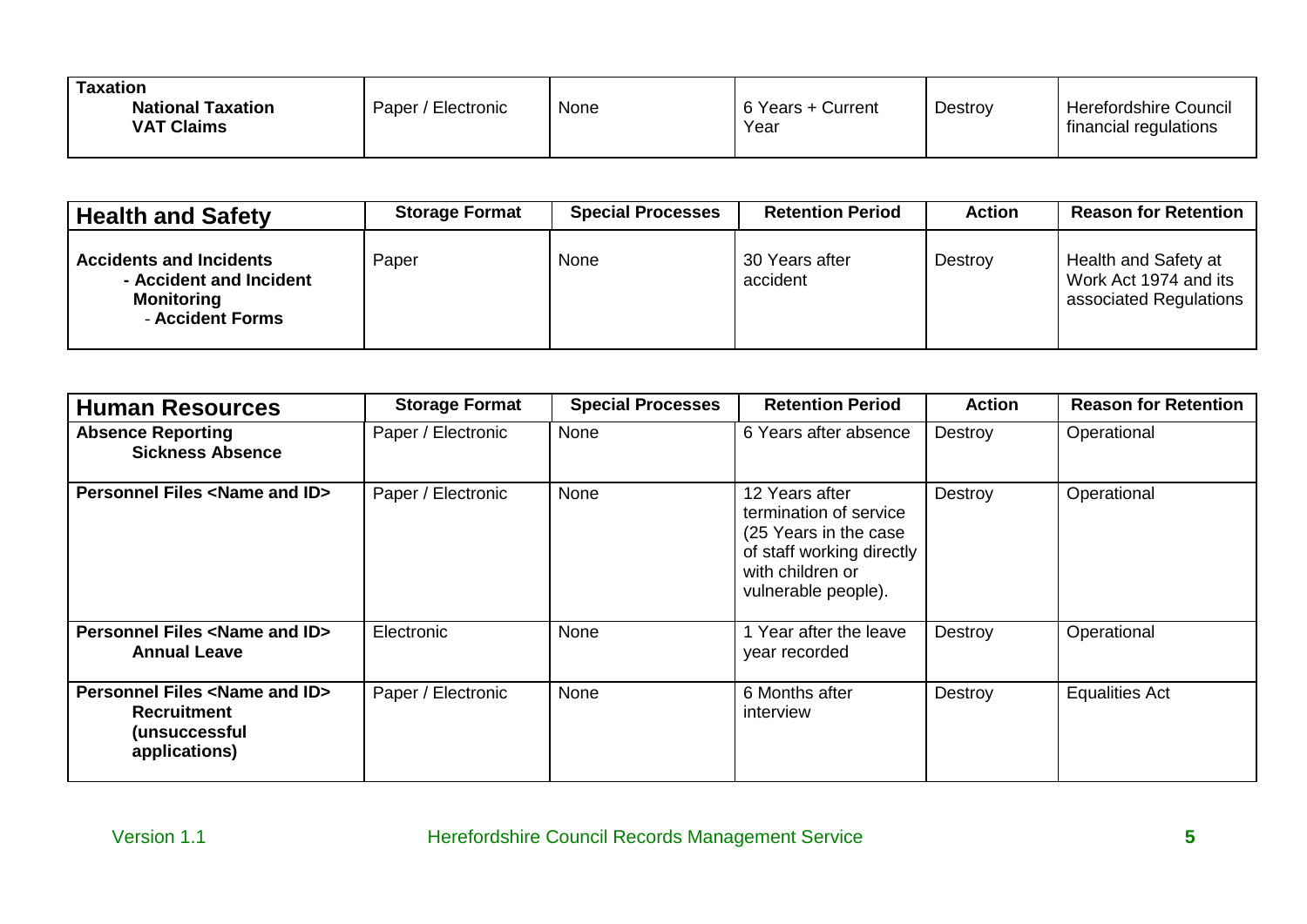| **Taxation**<br>**National Taxation**<br>**VAT Claims** | Paper / Electronic | None | 6 Years + Current Year | Destroy | Herefordshire Council financial regulations |
|---|---|---|---|---|---|

| **Health and Safety** | **Storage Format** | **Special Processes** | **Retention Period** | **Action** | **Reason for Retention** |
|---|---|---|---|---|---|
| **Accidents and Incidents**<br>**- Accident and Incident Monitoring**<br>**- Accident Forms** | Paper | None | 30 Years after accident | Destroy | Health and Safety at Work Act 1974 and its associated Regulations |

| **Human Resources** | **Storage Format** | **Special Processes** | **Retention Period** | **Action** | **Reason for Retention** |
|---|---|---|---|---|---|
| **Absence Reporting**<br>**Sickness Absence** | Paper / Electronic | None | 6 Years after absence | Destroy | Operational |
| **Personnel Files <Name and ID>** | Paper / Electronic | None | 12 Years after termination of service (25 Years in the case of staff working directly with children or vulnerable people). | Destroy | Operational |
| **Personnel Files <Name and ID>**<br>**Annual Leave** | Electronic | None | 1 Year after the leave year recorded | Destroy | Operational |
| **Personnel Files <Name and ID>**<br>**Recruitment (unsuccessful applications)** | Paper / Electronic | None | 6 Months after interview | Destroy | Equalities Act |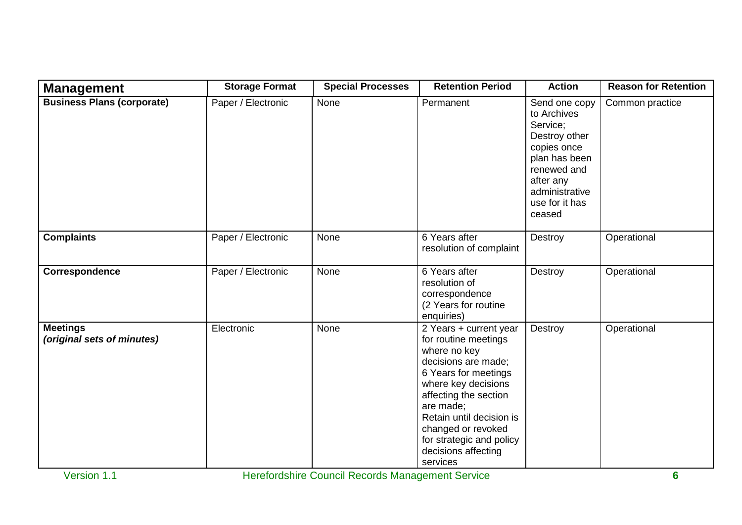| **Management** | **Storage Format** | **Special Processes** | **Retention Period** | **Action** | **Reason for Retention** |
|---|---|---|---|---|---|
| **Business Plans (corporate)** | Paper / Electronic | None | Permanent | Send one copy to Archives Service; Destroy other copies once plan has been renewed and after any administrative use for it has ceased | Common practice |
| **Complaints** | Paper / Electronic | None | 6 Years after resolution of complaint | Destroy | Operational |
| **Correspondence** | Paper / Electronic | None | 6 Years after resolution of correspondence (2 Years for routine enquiries) | Destroy | Operational |
| **Meetings** ***(original sets of minutes)*** | Electronic | None | 2 Years + current year for routine meetings where no key decisions are made; 6 Years for meetings where key decisions affecting the section are made; Retain until decision is changed or revoked for strategic and policy decisions affecting services | Destroy | Operational |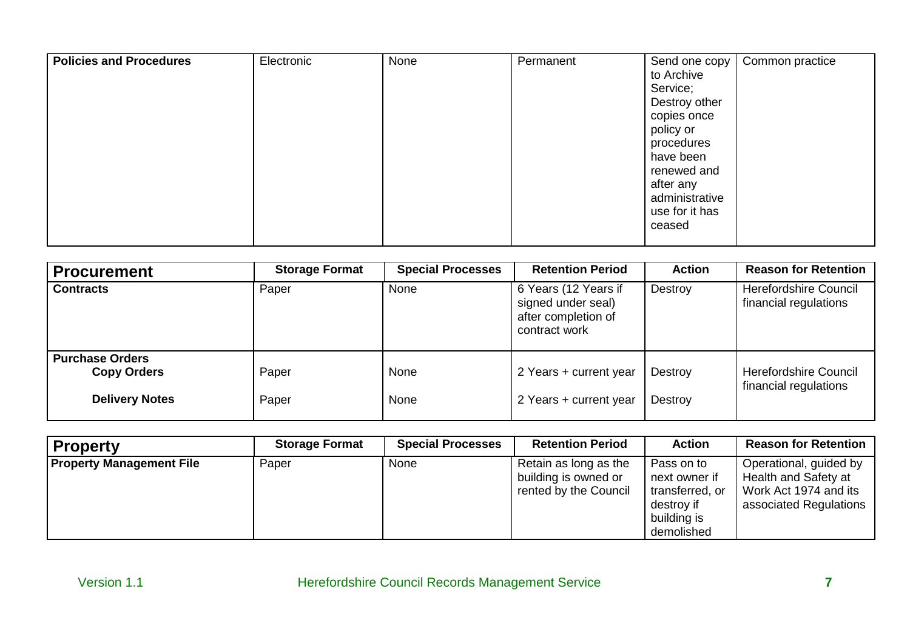| | | | | | |
|---|---|---|---|---|---|
| **Policies and Procedures** | Electronic | None | Permanent | Send one copy to Archive Service; Destroy other copies once policy or procedures have been renewed and after any administrative use for it has ceased | Common practice |

| **Procurement** | **Storage Format** | **Special Processes** | **Retention Period** | **Action** | **Reason for Retention** |
|---|---|---|---|---|---|
| **Contracts** | Paper | None | 6 Years (12 Years if signed under seal) after completion of contract work | Destroy | Herefordshire Council financial regulations |
| **Purchase Orders** | | | | | |
| **Copy Orders** | Paper | None | 2 Years + current year | Destroy | Herefordshire Council financial regulations |
| **Delivery Notes** | Paper | None | 2 Years + current year | Destroy | |

| **Property** | **Storage Format** | **Special Processes** | **Retention Period** | **Action** | **Reason for Retention** |
|---|---|---|---|---|---|
| **Property Management File** | Paper | None | Retain as long as the building is owned or rented by the Council | Pass on to next owner if transferred, or destroy if building is demolished | Operational, guided by Health and Safety at Work Act 1974 and its associated Regulations |